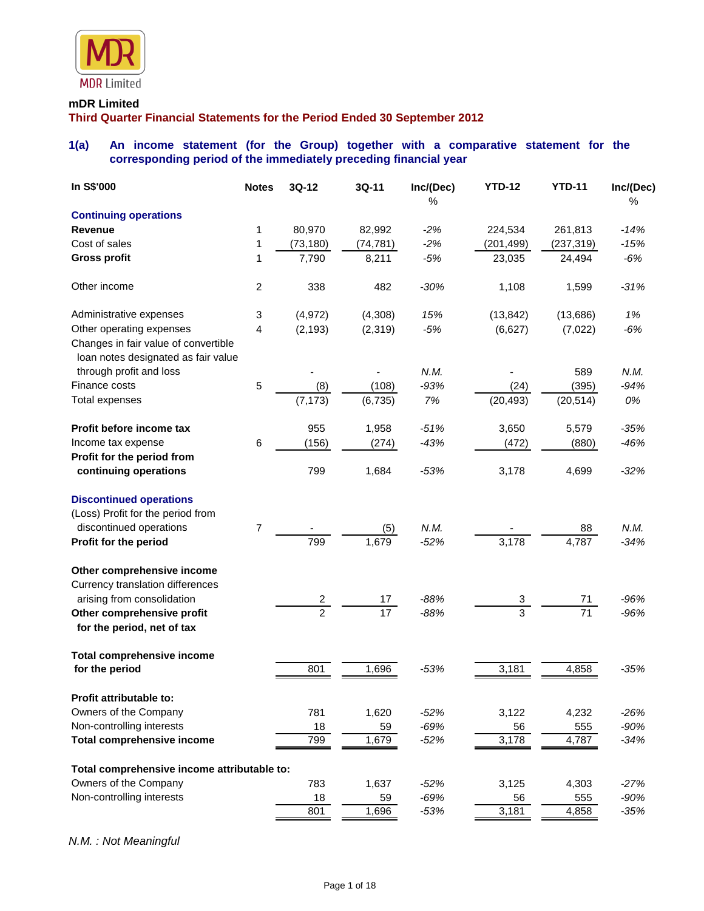MDR Limited

**mDR Limited**

**Third Quarter Financial Statements for the Period Ended 30 September 2012**

## 1(a) An income statement (for the Group) together with a comparative statement for the corresponding period of the immediately preceding financial year

| In S$'000 | Notes | 3Q-12 | 3Q-11 | Inc/(Dec) % | YTD-12 | YTD-11 | Inc/(Dec) % |
|---|---|---|---|---|---|---|---|
| **Continuing operations** | | | | | | | |
| **Revenue** | 1 | 80,970 | 82,992 | *-2%* | 224,534 | 261,813 | *-14%* |
| Cost of sales | 1 | (73,180) | (74,781) | *-2%* | (201,499) | (237,319) | *-15%* |
| **Gross profit** | 1 | 7,790 | 8,211 | *-5%* | 23,035 | 24,494 | *-6%* |
| Other income | 2 | 338 | 482 | *-30%* | 1,108 | 1,599 | *-31%* |
| Administrative expenses | 3 | (4,972) | (4,308) | *15%* | (13,842) | (13,686) | *1%* |
| Other operating expenses | 4 | (2,193) | (2,319) | *-5%* | (6,627) | (7,022) | *-6%* |
| Changes in fair value of convertible loan notes designated as fair value through profit and loss | | - | - | *N.M.* | - | 589 | *N.M.* |
| Finance costs | 5 | (8) | (108) | *-93%* | (24) | (395) | *-94%* |
| Total expenses | | (7,173) | (6,735) | *7%* | (20,493) | (20,514) | *0%* |
| **Profit before income tax** | | 955 | 1,958 | *-51%* | 3,650 | 5,579 | *-35%* |
| Income tax expense | 6 | (156) | (274) | *-43%* | (472) | (880) | *-46%* |
| **Profit for the period from continuing operations** | | 799 | 1,684 | *-53%* | 3,178 | 4,699 | *-32%* |
| **Discontinued operations** | | | | | | | |
| (Loss) Profit for the period from discontinued operations | 7 | - | (5) | *N.M.* | - | 88 | *N.M.* |
| **Profit for the period** | | 799 | 1,679 | *-52%* | 3,178 | 4,787 | *-34%* |
| **Other comprehensive income** | | | | | | | |
| Currency translation differences arising from consolidation | | 2 | 17 | *-88%* | 3 | 71 | *-96%* |
| **Other comprehensive profit for the period, net of tax** | | 2 | 17 | *-88%* | 3 | 71 | *-96%* |
| **Total comprehensive income for the period** | | 801 | 1,696 | *-53%* | 3,181 | 4,858 | *-35%* |
| **Profit attributable to:** | | | | | | | |
| Owners of the Company | | 781 | 1,620 | *-52%* | 3,122 | 4,232 | *-26%* |
| Non-controlling interests | | 18 | 59 | *-69%* | 56 | 555 | *-90%* |
| **Total comprehensive income** | | 799 | 1,679 | *-52%* | 3,178 | 4,787 | *-34%* |
| **Total comprehensive income attributable to:** | | | | | | | |
| Owners of the Company | | 783 | 1,637 | *-52%* | 3,125 | 4,303 | *-27%* |
| Non-controlling interests | | 18 | 59 | *-69%* | 56 | 555 | *-90%* |
| | | 801 | 1,696 | *-53%* | 3,181 | 4,858 | *-35%* |

*N.M. : Not Meaningful*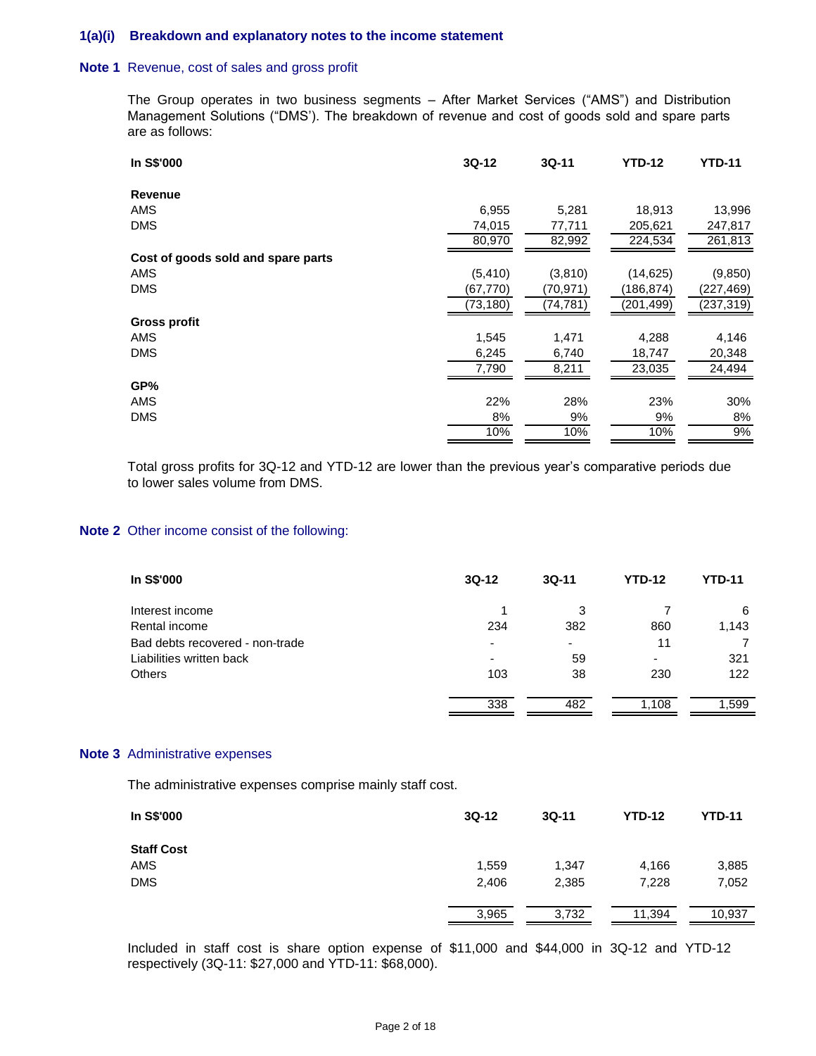### 1(a)(i) Breakdown and explanatory notes to the income statement

**Note 1** Revenue, cost of sales and gross profit

The Group operates in two business segments – After Market Services ("AMS") and Distribution Management Solutions ("DMS'). The breakdown of revenue and cost of goods sold and spare parts are as follows:

| In S$'000 | 3Q-12 | 3Q-11 | YTD-12 | YTD-11 |
|---|---|---|---|---|
| **Revenue** | | | | |
| AMS | 6,955 | 5,281 | 18,913 | 13,996 |
| DMS | 74,015 | 77,711 | 205,621 | 247,817 |
| | 80,970 | 82,992 | 224,534 | 261,813 |
| **Cost of goods sold and spare parts** | | | | |
| AMS | (5,410) | (3,810) | (14,625) | (9,850) |
| DMS | (67,770) | (70,971) | (186,874) | (227,469) |
| | (73,180) | (74,781) | (201,499) | (237,319) |
| **Gross profit** | | | | |
| AMS | 1,545 | 1,471 | 4,288 | 4,146 |
| DMS | 6,245 | 6,740 | 18,747 | 20,348 |
| | 7,790 | 8,211 | 23,035 | 24,494 |
| **GP%** | | | | |
| AMS | 22% | 28% | 23% | 30% |
| DMS | 8% | 9% | 9% | 8% |
| | 10% | 10% | 10% | 9% |

Total gross profits for 3Q-12 and YTD-12 are lower than the previous year's comparative periods due to lower sales volume from DMS.

**Note 2** Other income consist of the following:

| In S$'000 | 3Q-12 | 3Q-11 | YTD-12 | YTD-11 |
|---|---|---|---|---|
| Interest income | 1 | 3 | 7 | 6 |
| Rental income | 234 | 382 | 860 | 1,143 |
| Bad debts recovered - non-trade | - | - | 11 | 7 |
| Liabilities written back | - | 59 | - | 321 |
| Others | 103 | 38 | 230 | 122 |
| | 338 | 482 | 1,108 | 1,599 |

**Note 3** Administrative expenses

The administrative expenses comprise mainly staff cost.

| In S$'000 | 3Q-12 | 3Q-11 | YTD-12 | YTD-11 |
|---|---|---|---|---|
| **Staff Cost** | | | | |
| AMS | 1,559 | 1,347 | 4,166 | 3,885 |
| DMS | 2,406 | 2,385 | 7,228 | 7,052 |
| | 3,965 | 3,732 | 11,394 | 10,937 |

Included in staff cost is share option expense of $11,000 and $44,000 in 3Q-12 and YTD-12 respectively (3Q-11: $27,000 and YTD-11: $68,000).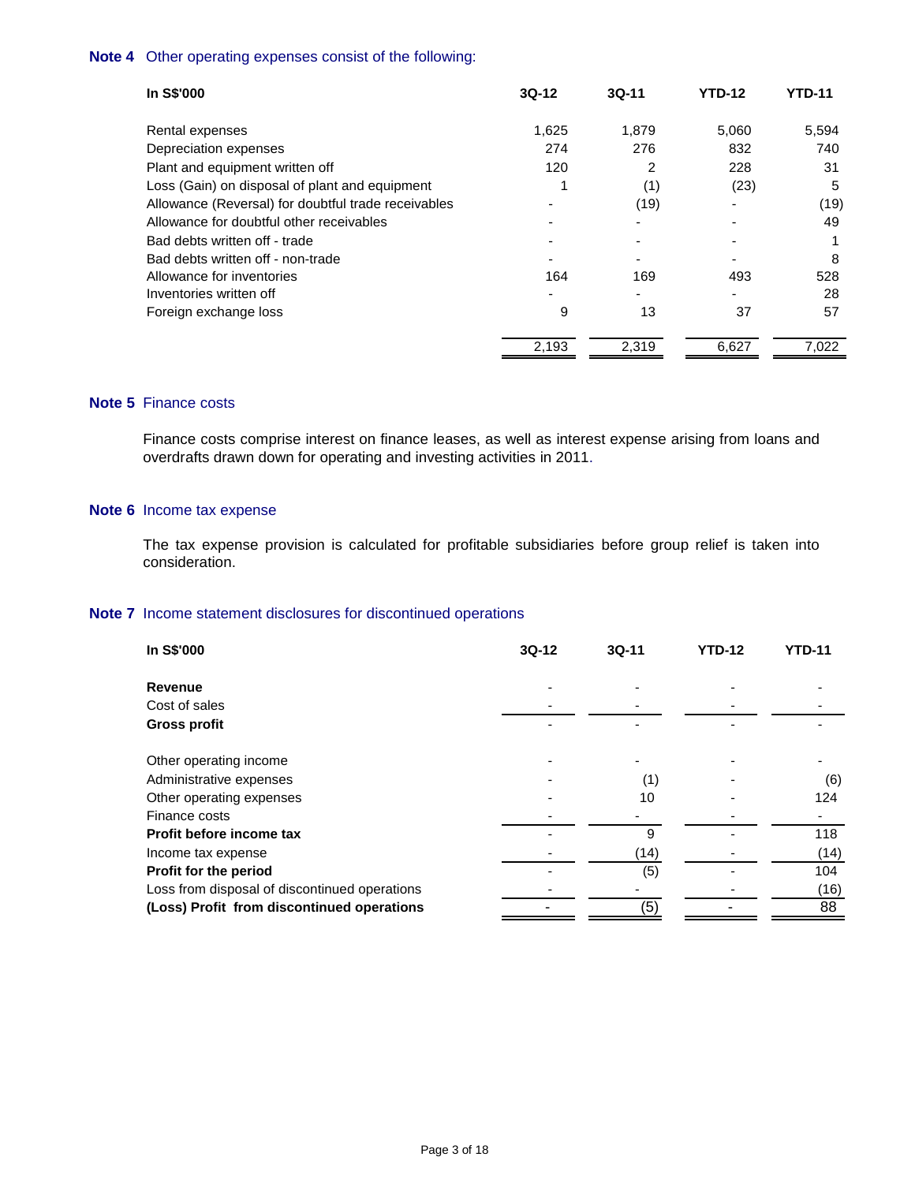**Note 4** Other operating expenses consist of the following:

| In S$'000 | 3Q-12 | 3Q-11 | YTD-12 | YTD-11 |
|---|---|---|---|---|
| Rental expenses | 1,625 | 1,879 | 5,060 | 5,594 |
| Depreciation expenses | 274 | 276 | 832 | 740 |
| Plant and equipment written off | 120 | 2 | 228 | 31 |
| Loss (Gain) on disposal of plant and equipment | 1 | (1) | (23) | 5 |
| Allowance (Reversal) for doubtful trade receivables | - | (19) | - | (19) |
| Allowance for doubtful other receivables | - | - | - | 49 |
| Bad debts written off - trade | - | - | - | 1 |
| Bad debts written off - non-trade | - | - | - | 8 |
| Allowance for inventories | 164 | 169 | 493 | 528 |
| Inventories written off | - | - | - | 28 |
| Foreign exchange loss | 9 | 13 | 37 | 57 |
| | 2,193 | 2,319 | 6,627 | 7,022 |

**Note 5** Finance costs

Finance costs comprise interest on finance leases, as well as interest expense arising from loans and overdrafts drawn down for operating and investing activities in 2011.

**Note 6** Income tax expense

The tax expense provision is calculated for profitable subsidiaries before group relief is taken into consideration.

**Note 7** Income statement disclosures for discontinued operations

| In S$'000 | 3Q-12 | 3Q-11 | YTD-12 | YTD-11 |
|---|---|---|---|---|
| **Revenue** | - | - | - | - |
| Cost of sales | - | - | - | - |
| **Gross profit** | - | - | - | - |
| Other operating income | - | - | - | - |
| Administrative expenses | - | (1) | - | (6) |
| Other operating expenses | - | 10 | - | 124 |
| Finance costs | - | - | - | - |
| **Profit before income tax** | - | 9 | - | 118 |
| Income tax expense | - | (14) | - | (14) |
| **Profit for the period** | - | (5) | - | 104 |
| Loss from disposal of discontinued operations | - | - | - | (16) |
| **(Loss) Profit from discontinued operations** | - | (5) | - | 88 |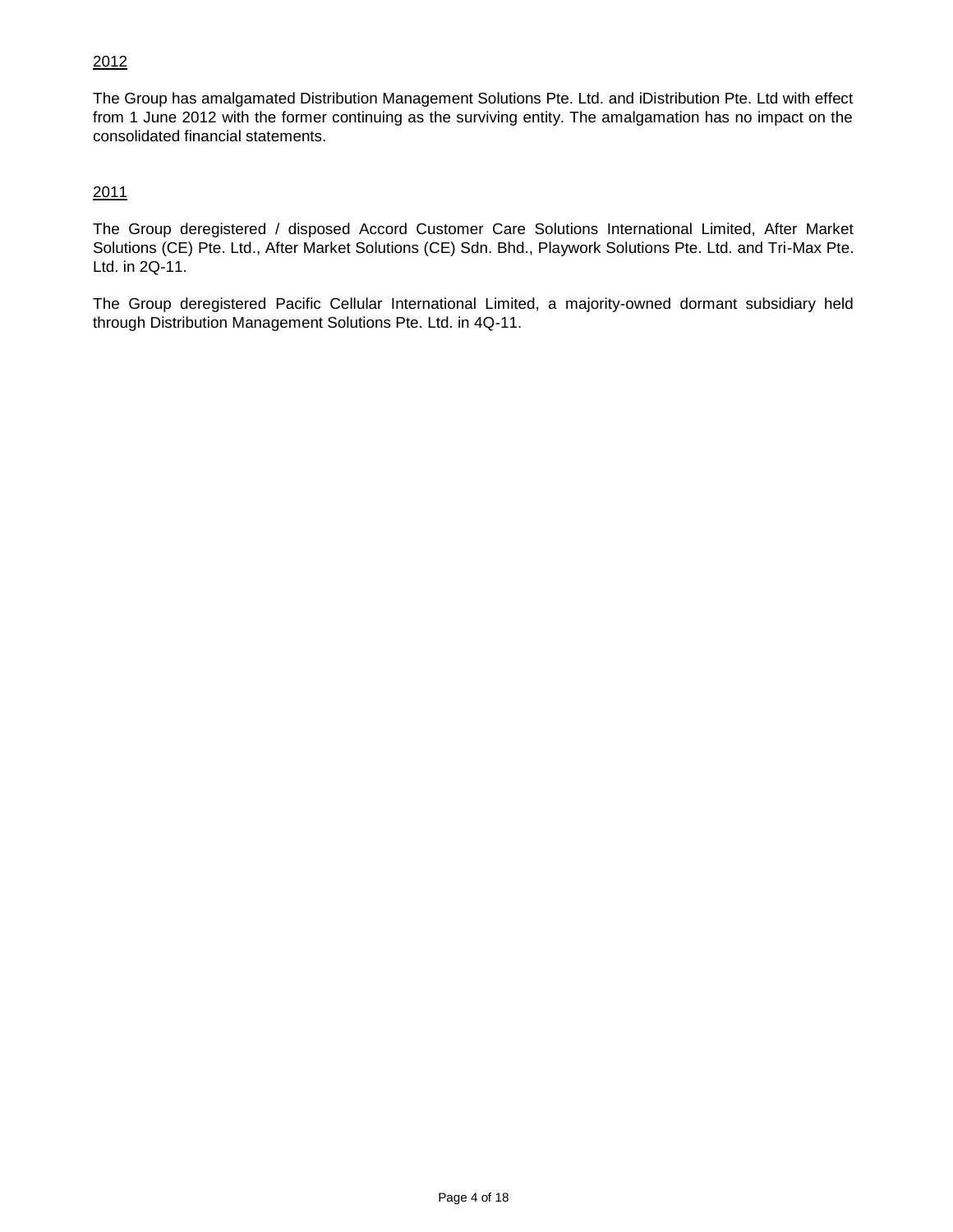<u>2012</u>

The Group has amalgamated Distribution Management Solutions Pte. Ltd. and iDistribution Pte. Ltd with effect from 1 June 2012 with the former continuing as the surviving entity. The amalgamation has no impact on the consolidated financial statements.

<u>2011</u>

The Group deregistered / disposed Accord Customer Care Solutions International Limited, After Market Solutions (CE) Pte. Ltd., After Market Solutions (CE) Sdn. Bhd., Playwork Solutions Pte. Ltd. and Tri-Max Pte. Ltd. in 2Q-11.

The Group deregistered Pacific Cellular International Limited, a majority-owned dormant subsidiary held through Distribution Management Solutions Pte. Ltd. in 4Q-11.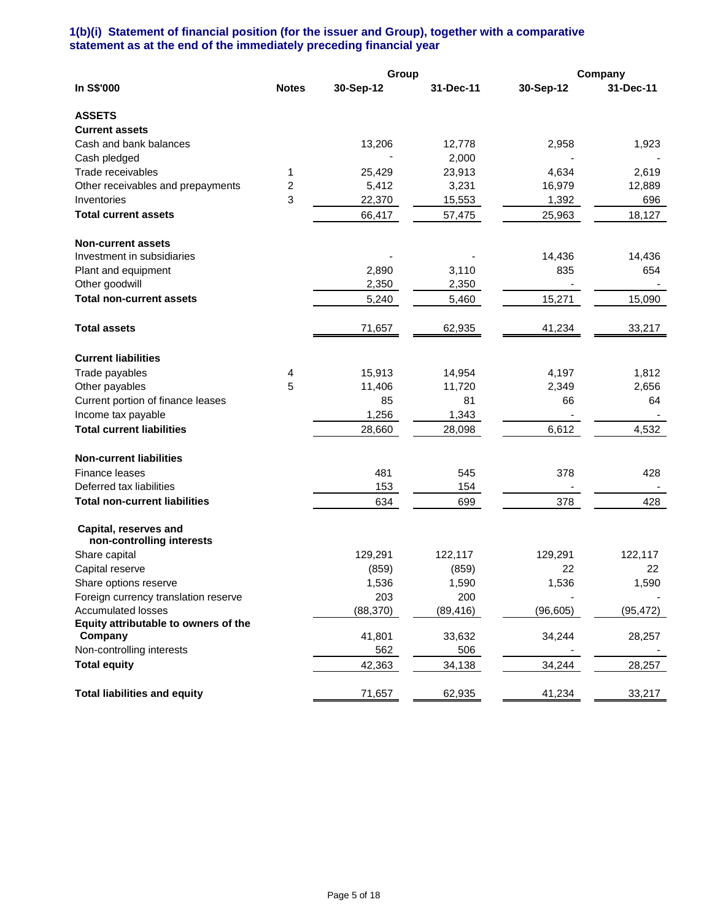### 1(b)(i) Statement of financial position (for the issuer and Group), together with a comparative statement as at the end of the immediately preceding financial year

| In S$'000 | Notes | Group 30-Sep-12 | Group 31-Dec-11 | Company 30-Sep-12 | Company 31-Dec-11 |
|---|---|---|---|---|---|
| **ASSETS** | | | | | |
| **Current assets** | | | | | |
| Cash and bank balances | | 13,206 | 12,778 | 2,958 | 1,923 |
| Cash pledged | | - | 2,000 | - | - |
| Trade receivables | 1 | 25,429 | 23,913 | 4,634 | 2,619 |
| Other receivables and prepayments | 2 | 5,412 | 3,231 | 16,979 | 12,889 |
| Inventories | 3 | 22,370 | 15,553 | 1,392 | 696 |
| **Total current assets** | | 66,417 | 57,475 | 25,963 | 18,127 |
| **Non-current assets** | | | | | |
| Investment in subsidiaries | | - | - | 14,436 | 14,436 |
| Plant and equipment | | 2,890 | 3,110 | 835 | 654 |
| Other goodwill | | 2,350 | 2,350 | - | - |
| **Total non-current assets** | | 5,240 | 5,460 | 15,271 | 15,090 |
| **Total assets** | | 71,657 | 62,935 | 41,234 | 33,217 |
| **Current liabilities** | | | | | |
| Trade payables | 4 | 15,913 | 14,954 | 4,197 | 1,812 |
| Other payables | 5 | 11,406 | 11,720 | 2,349 | 2,656 |
| Current portion of finance leases | | 85 | 81 | 66 | 64 |
| Income tax payable | | 1,256 | 1,343 | - | - |
| **Total current liabilities** | | 28,660 | 28,098 | 6,612 | 4,532 |
| **Non-current liabilities** | | | | | |
| Finance leases | | 481 | 545 | 378 | 428 |
| Deferred tax liabilities | | 153 | 154 | - | - |
| **Total non-current liabilities** | | 634 | 699 | 378 | 428 |
| **Capital, reserves and non-controlling interests** | | | | | |
| Share capital | | 129,291 | 122,117 | 129,291 | 122,117 |
| Capital reserve | | (859) | (859) | 22 | 22 |
| Share options reserve | | 1,536 | 1,590 | 1,536 | 1,590 |
| Foreign currency translation reserve | | 203 | 200 | - | - |
| Accumulated losses | | (88,370) | (89,416) | (96,605) | (95,472) |
| **Equity attributable to owners of the Company** | | 41,801 | 33,632 | 34,244 | 28,257 |
| Non-controlling interests | | 562 | 506 | - | - |
| **Total equity** | | 42,363 | 34,138 | 34,244 | 28,257 |
| **Total liabilities and equity** | | 71,657 | 62,935 | 41,234 | 33,217 |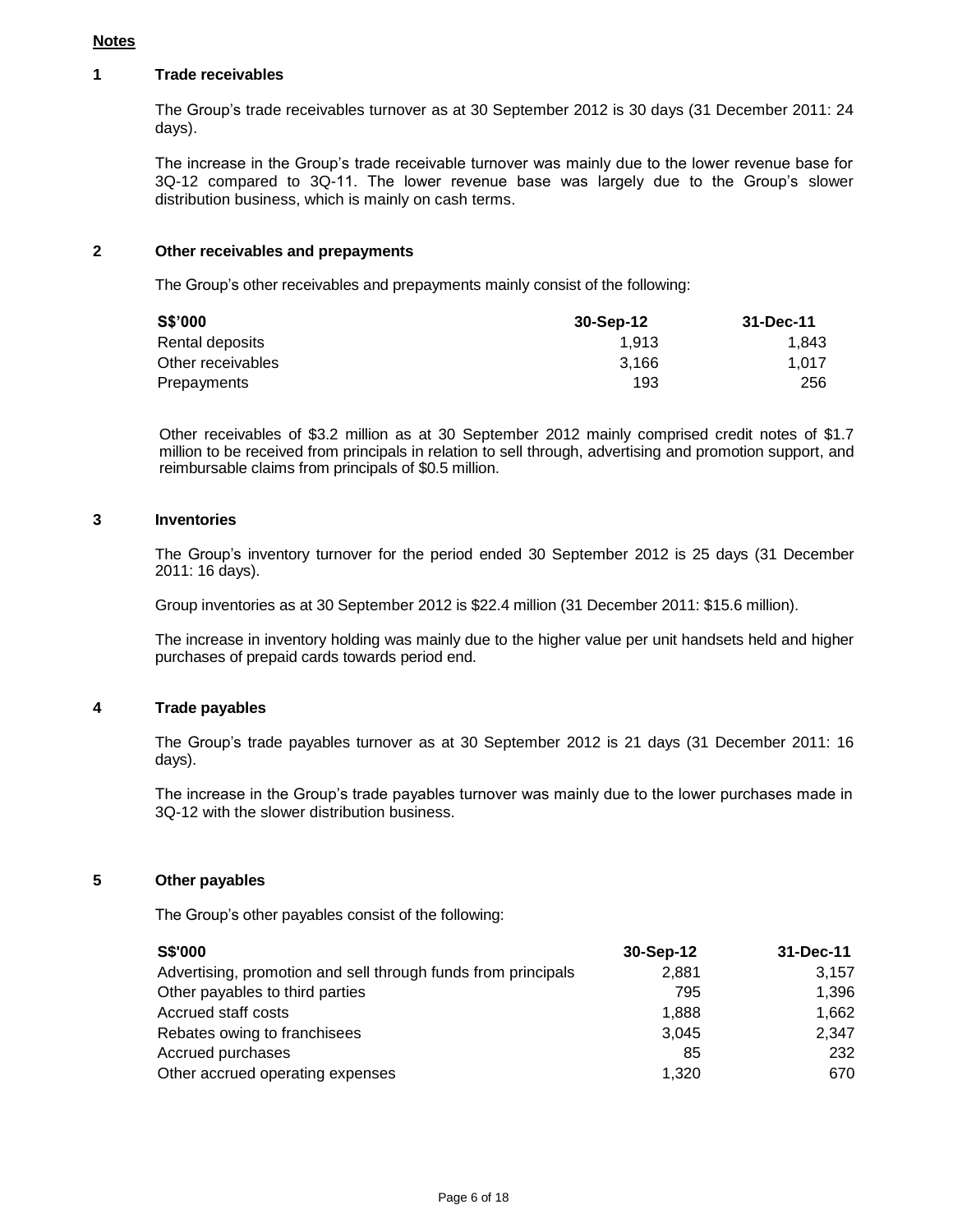## Notes

### 1 Trade receivables

The Group's trade receivables turnover as at 30 September 2012 is 30 days (31 December 2011: 24 days).

The increase in the Group's trade receivable turnover was mainly due to the lower revenue base for 3Q-12 compared to 3Q-11. The lower revenue base was largely due to the Group's slower distribution business, which is mainly on cash terms.

### 2 Other receivables and prepayments

The Group's other receivables and prepayments mainly consist of the following:

| S$'000 | 30-Sep-12 | 31-Dec-11 |
|---|---|---|
| Rental deposits | 1,913 | 1,843 |
| Other receivables | 3,166 | 1,017 |
| Prepayments | 193 | 256 |

Other receivables of $3.2 million as at 30 September 2012 mainly comprised credit notes of $1.7 million to be received from principals in relation to sell through, advertising and promotion support, and reimbursable claims from principals of $0.5 million.

### 3 Inventories

The Group's inventory turnover for the period ended 30 September 2012 is 25 days (31 December 2011: 16 days).

Group inventories as at 30 September 2012 is $22.4 million (31 December 2011: $15.6 million).

The increase in inventory holding was mainly due to the higher value per unit handsets held and higher purchases of prepaid cards towards period end.

### 4 Trade payables

The Group's trade payables turnover as at 30 September 2012 is 21 days (31 December 2011: 16 days).

The increase in the Group's trade payables turnover was mainly due to the lower purchases made in 3Q-12 with the slower distribution business.

### 5 Other payables

The Group's other payables consist of the following:

| S$'000 | 30-Sep-12 | 31-Dec-11 |
|---|---|---|
| Advertising, promotion and sell through funds from principals | 2,881 | 3,157 |
| Other payables to third parties | 795 | 1,396 |
| Accrued staff costs | 1,888 | 1,662 |
| Rebates owing to franchisees | 3,045 | 2,347 |
| Accrued purchases | 85 | 232 |
| Other accrued operating expenses | 1,320 | 670 |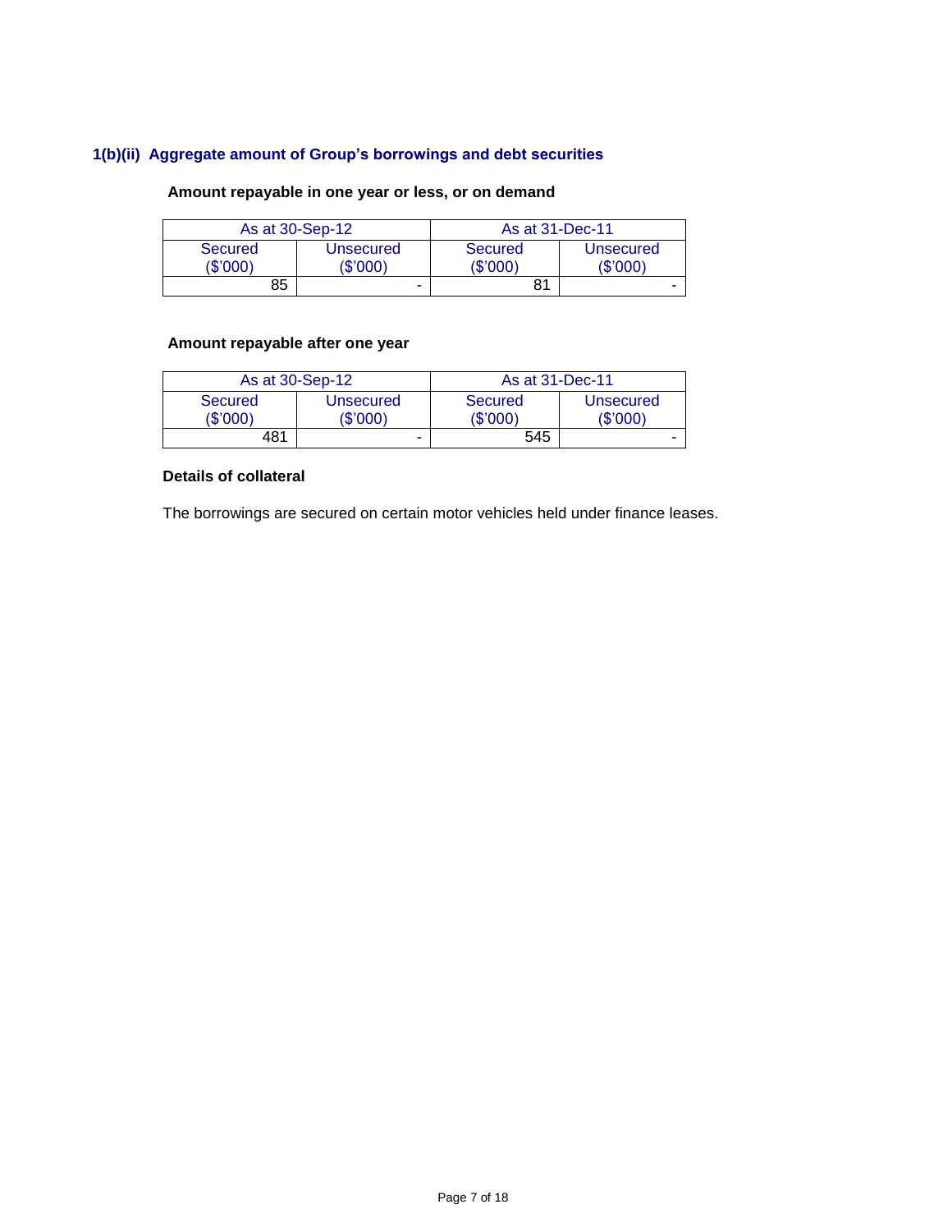## 1(b)(ii) Aggregate amount of Group's borrowings and debt securities

**Amount repayable in one year or less, or on demand**

| As at 30-Sep-12 | | As at 31-Dec-11 | |
|---|---|---|---|
| Secured ($'000) | Unsecured ($'000) | Secured ($'000) | Unsecured ($'000) |
| 85 | - | 81 | - |

**Amount repayable after one year**

| As at 30-Sep-12 | | As at 31-Dec-11 | |
|---|---|---|---|
| Secured ($'000) | Unsecured ($'000) | Secured ($'000) | Unsecured ($'000) |
| 481 | - | 545 | - |

**Details of collateral**

The borrowings are secured on certain motor vehicles held under finance leases.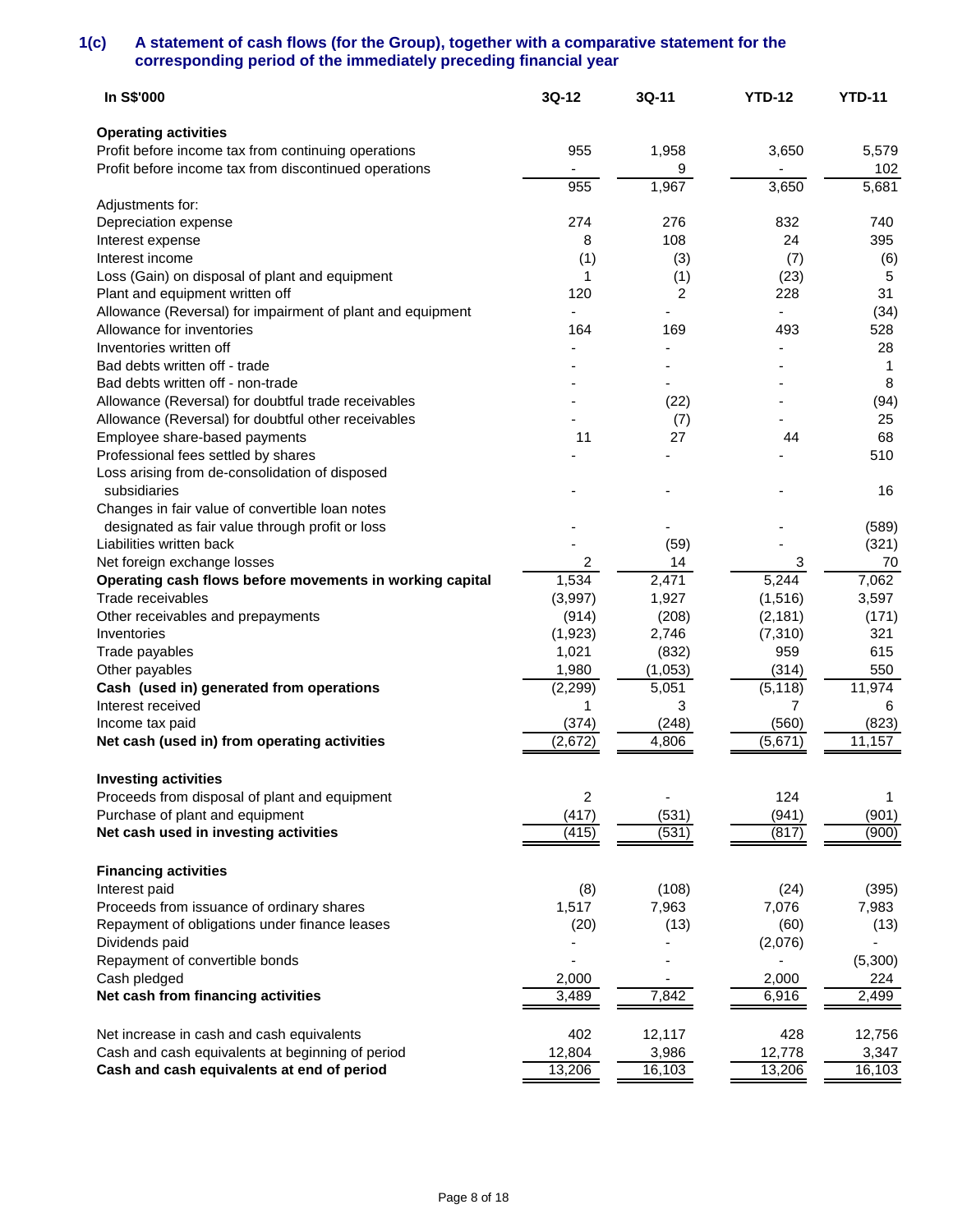### 1(c) A statement of cash flows (for the Group), together with a comparative statement for the corresponding period of the immediately preceding financial year

| In S$'000 | 3Q-12 | 3Q-11 | YTD-12 | YTD-11 |
|---|---|---|---|---|
| **Operating activities** | | | | |
| Profit before income tax from continuing operations | 955 | 1,958 | 3,650 | 5,579 |
| Profit before income tax from discontinued operations | - | 9 | - | 102 |
| | 955 | 1,967 | 3,650 | 5,681 |
| Adjustments for: | | | | |
| Depreciation expense | 274 | 276 | 832 | 740 |
| Interest expense | 8 | 108 | 24 | 395 |
| Interest income | (1) | (3) | (7) | (6) |
| Loss (Gain) on disposal of plant and equipment | 1 | (1) | (23) | 5 |
| Plant and equipment written off | 120 | 2 | 228 | 31 |
| Allowance (Reversal) for impairment of plant and equipment | - | - | - | (34) |
| Allowance for inventories | 164 | 169 | 493 | 528 |
| Inventories written off | - | - | - | 28 |
| Bad debts written off - trade | - | - | - | 1 |
| Bad debts written off - non-trade | - | - | - | 8 |
| Allowance (Reversal) for doubtful trade receivables | - | (22) | - | (94) |
| Allowance (Reversal) for doubtful other receivables | - | (7) | - | 25 |
| Employee share-based payments | 11 | 27 | 44 | 68 |
| Professional fees settled by shares | - | - | - | 510 |
| Loss arising from de-consolidation of disposed subsidiaries | - | - | - | 16 |
| Changes in fair value of convertible loan notes designated as fair value through profit or loss | - | - | - | (589) |
| Liabilities written back | - | (59) | - | (321) |
| Net foreign exchange losses | 2 | 14 | 3 | 70 |
| **Operating cash flows before movements in working capital** | 1,534 | 2,471 | 5,244 | 7,062 |
| Trade receivables | (3,997) | 1,927 | (1,516) | 3,597 |
| Other receivables and prepayments | (914) | (208) | (2,181) | (171) |
| Inventories | (1,923) | 2,746 | (7,310) | 321 |
| Trade payables | 1,021 | (832) | 959 | 615 |
| Other payables | 1,980 | (1,053) | (314) | 550 |
| **Cash (used in) generated from operations** | (2,299) | 5,051 | (5,118) | 11,974 |
| Interest received | 1 | 3 | 7 | 6 |
| Income tax paid | (374) | (248) | (560) | (823) |
| **Net cash (used in) from operating activities** | (2,672) | 4,806 | (5,671) | 11,157 |
| | | | | |
| **Investing activities** | | | | |
| Proceeds from disposal of plant and equipment | 2 | - | 124 | 1 |
| Purchase of plant and equipment | (417) | (531) | (941) | (901) |
| **Net cash used in investing activities** | (415) | (531) | (817) | (900) |
| | | | | |
| **Financing activities** | | | | |
| Interest paid | (8) | (108) | (24) | (395) |
| Proceeds from issuance of ordinary shares | 1,517 | 7,963 | 7,076 | 7,983 |
| Repayment of obligations under finance leases | (20) | (13) | (60) | (13) |
| Dividends paid | - | - | (2,076) | - |
| Repayment of convertible bonds | - | - | - | (5,300) |
| Cash pledged | 2,000 | - | 2,000 | 224 |
| **Net cash from financing activities** | 3,489 | 7,842 | 6,916 | 2,499 |
| | | | | |
| Net increase in cash and cash equivalents | 402 | 12,117 | 428 | 12,756 |
| Cash and cash equivalents at beginning of period | 12,804 | 3,986 | 12,778 | 3,347 |
| **Cash and cash equivalents at end of period** | 13,206 | 16,103 | 13,206 | 16,103 |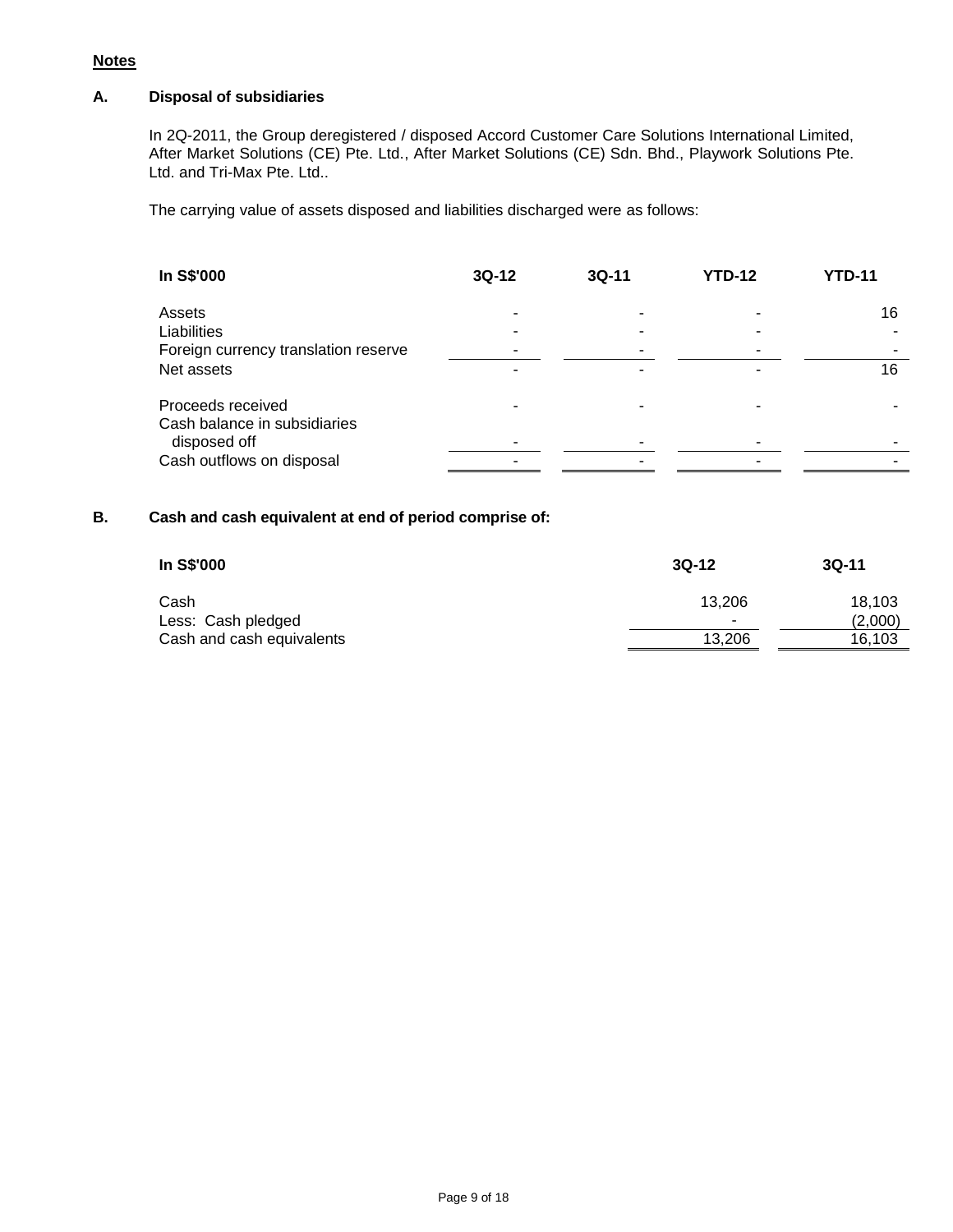**Notes**

**A. Disposal of subsidiaries**

In 2Q-2011, the Group deregistered / disposed Accord Customer Care Solutions International Limited, After Market Solutions (CE) Pte. Ltd., After Market Solutions (CE) Sdn. Bhd., Playwork Solutions Pte. Ltd. and Tri-Max Pte. Ltd..

The carrying value of assets disposed and liabilities discharged were as follows:

| In S$'000 | 3Q-12 | 3Q-11 | YTD-12 | YTD-11 |
|---|---|---|---|---|
| Assets | - | - | - | 16 |
| Liabilities | - | - | - | - |
| Foreign currency translation reserve | - | - | - | - |
| Net assets | - | - | - | 16 |
| Proceeds received | - | - | - | - |
| Cash balance in subsidiaries disposed off | - | - | - | - |
| Cash outflows on disposal | - | - | - | - |

**B. Cash and cash equivalent at end of period comprise of:**

| In S$'000 | 3Q-12 | 3Q-11 |
|---|---|---|
| Cash | 13,206 | 18,103 |
| Less: Cash pledged | - | (2,000) |
| Cash and cash equivalents | 13,206 | 16,103 |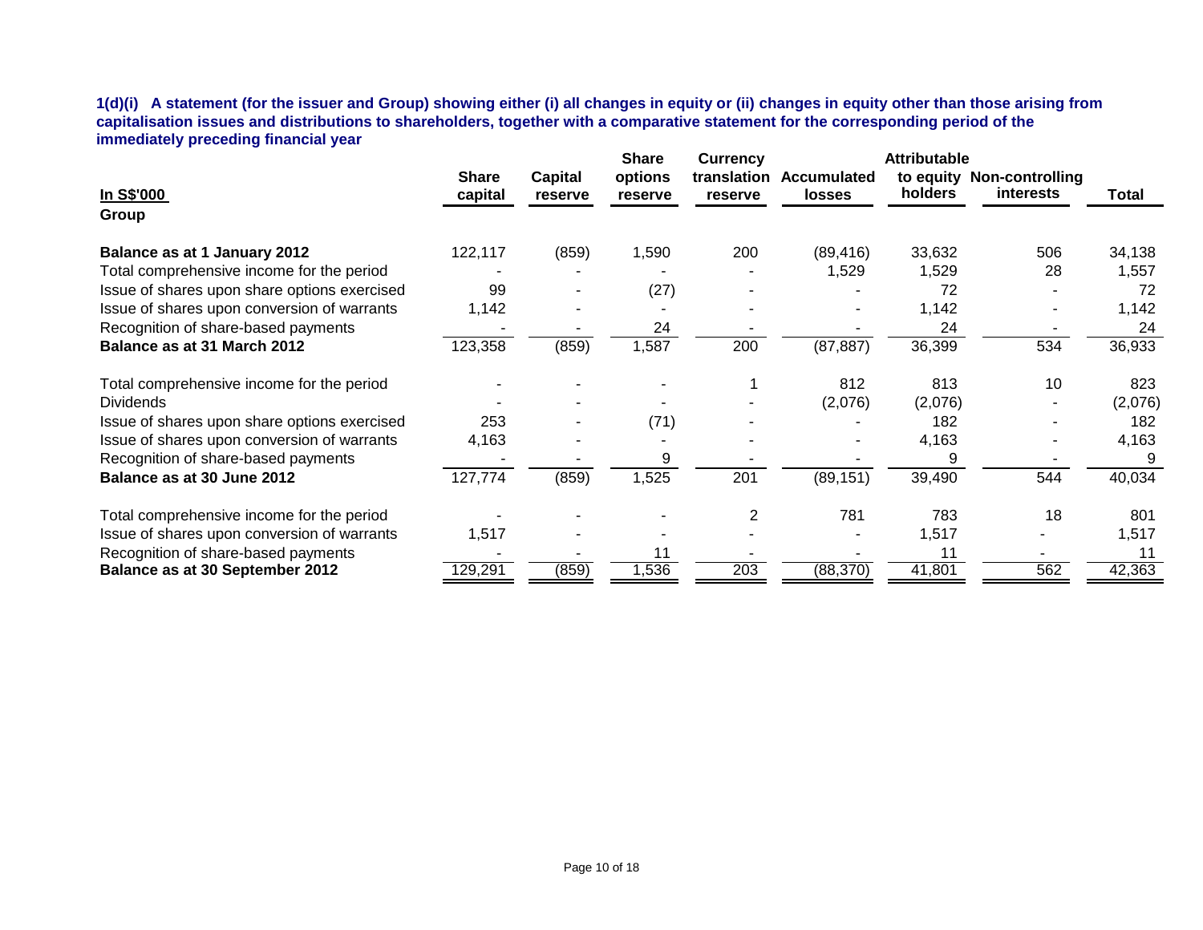**1(d)(i) A statement (for the issuer and Group) showing either (i) all changes in equity or (ii) changes in equity other than those arising from capitalisation issues and distributions to shareholders, together with a comparative statement for the corresponding period of the immediately preceding financial year**

| In S$'000 | Share capital | Capital reserve | Share options reserve | Currency translation reserve | Accumulated losses | Attributable to equity holders | Non-controlling interests | Total |
|---|---|---|---|---|---|---|---|---|
| **Group** | | | | | | | | |
| **Balance as at 1 January 2012** | 122,117 | (859) | 1,590 | 200 | (89,416) | 33,632 | 506 | 34,138 |
| Total comprehensive income for the period | - | - | - | - | 1,529 | 1,529 | 28 | 1,557 |
| Issue of shares upon share options exercised | 99 | - | (27) | - | - | 72 | - | 72 |
| Issue of shares upon conversion of warrants | 1,142 | - | - | - | - | 1,142 | - | 1,142 |
| Recognition of share-based payments | - | - | 24 | - | - | 24 | - | 24 |
| **Balance as at 31 March 2012** | 123,358 | (859) | 1,587 | 200 | (87,887) | 36,399 | 534 | 36,933 |
| Total comprehensive income for the period | - | - | - | 1 | 812 | 813 | 10 | 823 |
| Dividends | - | - | - | - | (2,076) | (2,076) | - | (2,076) |
| Issue of shares upon share options exercised | 253 | - | (71) | - | - | 182 | - | 182 |
| Issue of shares upon conversion of warrants | 4,163 | - | - | - | - | 4,163 | - | 4,163 |
| Recognition of share-based payments | - | - | 9 | - | - | 9 | - | 9 |
| **Balance as at 30 June 2012** | 127,774 | (859) | 1,525 | 201 | (89,151) | 39,490 | 544 | 40,034 |
| Total comprehensive income for the period | - | - | - | 2 | 781 | 783 | 18 | 801 |
| Issue of shares upon conversion of warrants | 1,517 | - | - | - | - | 1,517 | - | 1,517 |
| Recognition of share-based payments | - | - | 11 | - | - | 11 | - | 11 |
| **Balance as at 30 September 2012** | 129,291 | (859) | 1,536 | 203 | (88,370) | 41,801 | 562 | 42,363 |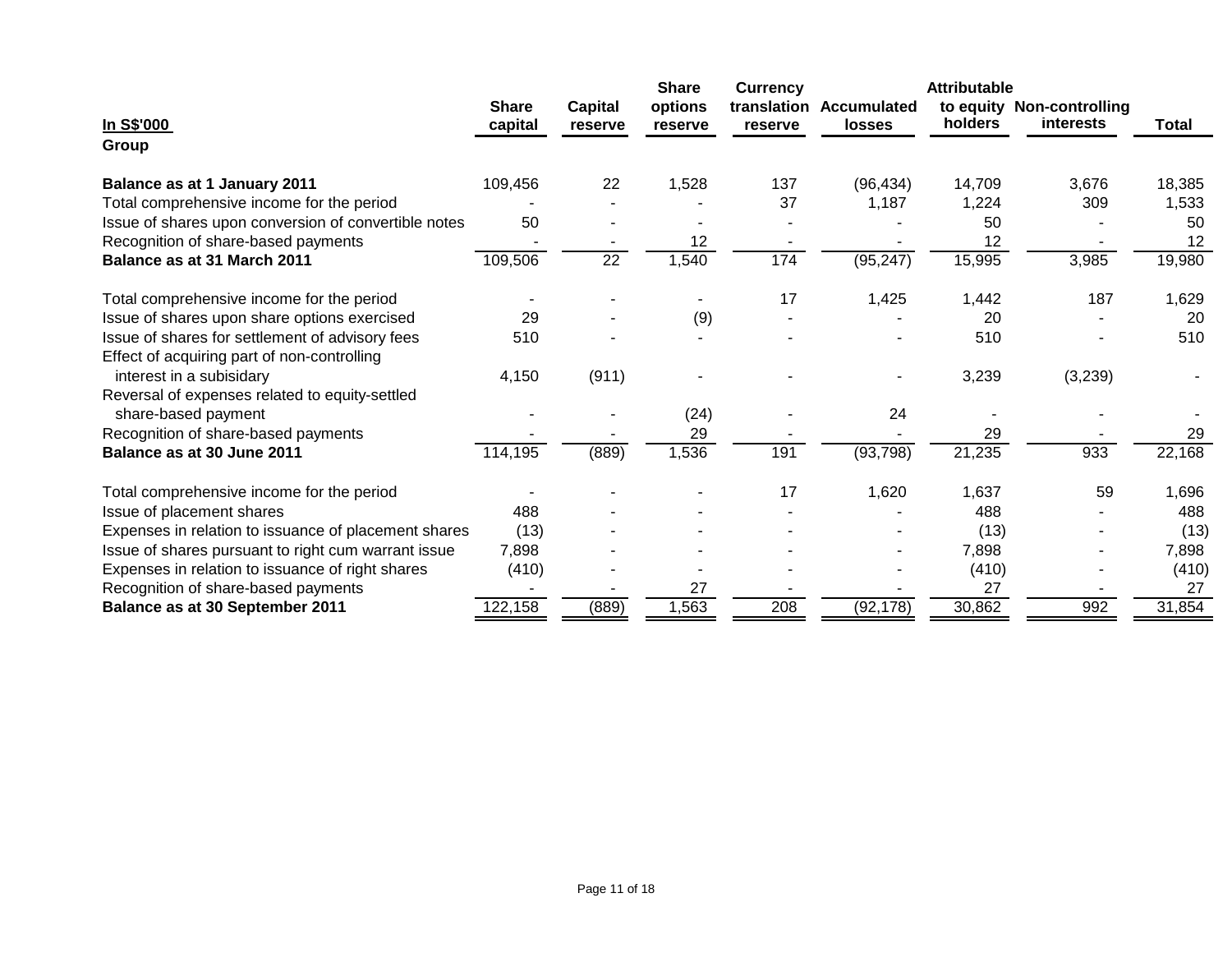| In S$'000 | Share capital | Capital reserve | Share options reserve | Currency translation reserve | Accumulated losses | Attributable to equity holders | Non-controlling interests | Total |
|---|---|---|---|---|---|---|---|---|
| **Group** | | | | | | | | |
| **Balance as at 1 January 2011** | 109,456 | 22 | 1,528 | 137 | (96,434) | 14,709 | 3,676 | 18,385 |
| Total comprehensive income for the period | - | - | - | 37 | 1,187 | 1,224 | 309 | 1,533 |
| Issue of shares upon conversion of convertible notes | 50 | - | - | - | - | 50 | - | 50 |
| Recognition of share-based payments | - | - | 12 | - | - | 12 | - | 12 |
| **Balance as at 31 March 2011** | 109,506 | 22 | 1,540 | 174 | (95,247) | 15,995 | 3,985 | 19,980 |
| Total comprehensive income for the period | - | - | - | 17 | 1,425 | 1,442 | 187 | 1,629 |
| Issue of shares upon share options exercised | 29 | - | (9) | - | - | 20 | - | 20 |
| Issue of shares for settlement of advisory fees | 510 | - | - | - | - | 510 | - | 510 |
| Effect of acquiring part of non-controlling interest in a subisidary | 4,150 | (911) | - | - | - | 3,239 | (3,239) | - |
| Reversal of expenses related to equity-settled share-based payment | - | - | (24) | - | 24 | - | - | - |
| Recognition of share-based payments | - | - | 29 | - | - | 29 | - | 29 |
| **Balance as at 30 June 2011** | 114,195 | (889) | 1,536 | 191 | (93,798) | 21,235 | 933 | 22,168 |
| Total comprehensive income for the period | - | - | - | 17 | 1,620 | 1,637 | 59 | 1,696 |
| Issue of placement shares | 488 | - | - | - | - | 488 | - | 488 |
| Expenses in relation to issuance of placement shares | (13) | - | - | - | - | (13) | - | (13) |
| Issue of shares pursuant to right cum warrant issue | 7,898 | - | - | - | - | 7,898 | - | 7,898 |
| Expenses in relation to issuance of right shares | (410) | - | - | - | - | (410) | - | (410) |
| Recognition of share-based payments | - | - | 27 | - | - | 27 | - | 27 |
| **Balance as at 30 September 2011** | 122,158 | (889) | 1,563 | 208 | (92,178) | 30,862 | 992 | 31,854 |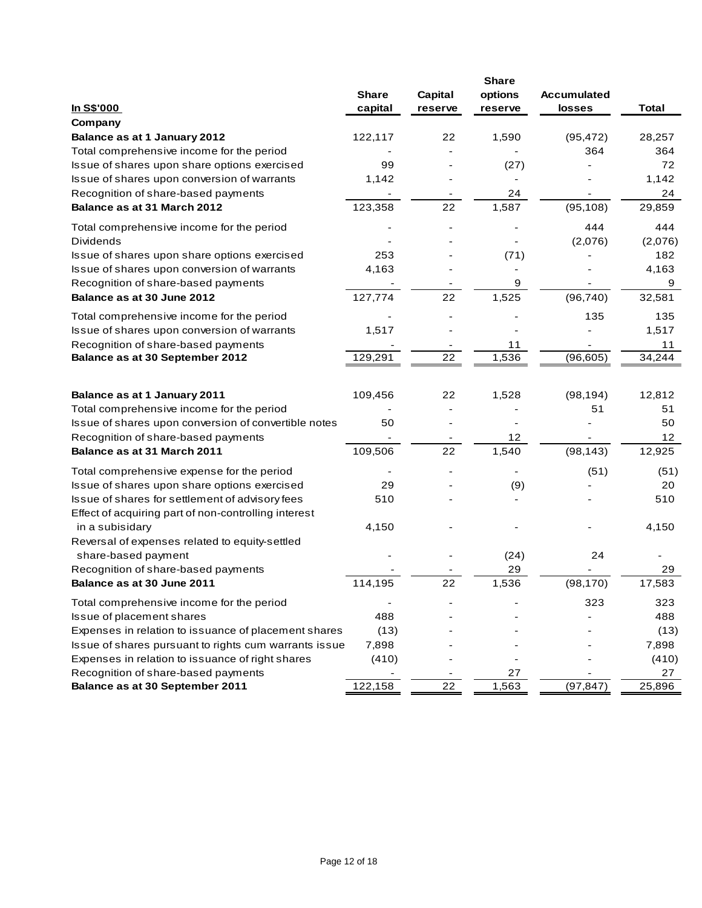| In S$'000 | Share capital | Capital reserve | Share options reserve | Accumulated losses | Total |
|---|---|---|---|---|---|
| **Company** | | | | | |
| **Balance as at 1 January 2012** | 122,117 | 22 | 1,590 | (95,472) | 28,257 |
| Total comprehensive income for the period | - | - | - | 364 | 364 |
| Issue of shares upon share options exercised | 99 | - | (27) | - | 72 |
| Issue of shares upon conversion of warrants | 1,142 | - | - | - | 1,142 |
| Recognition of share-based payments | - | - | 24 | - | 24 |
| **Balance as at 31 March 2012** | 123,358 | 22 | 1,587 | (95,108) | 29,859 |
| Total comprehensive income for the period | - | - | - | 444 | 444 |
| Dividends | - | - | - | (2,076) | (2,076) |
| Issue of shares upon share options exercised | 253 | - | (71) | - | 182 |
| Issue of shares upon conversion of warrants | 4,163 | - | - | - | 4,163 |
| Recognition of share-based payments | - | - | 9 | - | 9 |
| **Balance as at 30 June 2012** | 127,774 | 22 | 1,525 | (96,740) | 32,581 |
| Total comprehensive income for the period | - | - | - | 135 | 135 |
| Issue of shares upon conversion of warrants | 1,517 | - | - | - | 1,517 |
| Recognition of share-based payments | - | - | 11 | - | 11 |
| **Balance as at 30 September 2012** | 129,291 | 22 | 1,536 | (96,605) | 34,244 |
| | | | | | |
| **Balance as at 1 January 2011** | 109,456 | 22 | 1,528 | (98,194) | 12,812 |
| Total comprehensive income for the period | - | - | - | 51 | 51 |
| Issue of shares upon conversion of convertible notes | 50 | - | - | - | 50 |
| Recognition of share-based payments | - | - | 12 | - | 12 |
| **Balance as at 31 March 2011** | 109,506 | 22 | 1,540 | (98,143) | 12,925 |
| Total comprehensive expense for the period | - | - | - | (51) | (51) |
| Issue of shares upon share options exercised | 29 | - | (9) | - | 20 |
| Issue of shares for settlement of advisory fees | 510 | - | - | - | 510 |
| Effect of acquiring part of non-controlling interest in a subisidary | 4,150 | - | - | - | 4,150 |
| Reversal of expenses related to equity-settled share-based payment | - | - | (24) | 24 | - |
| Recognition of share-based payments | - | - | 29 | - | 29 |
| **Balance as at 30 June 2011** | 114,195 | 22 | 1,536 | (98,170) | 17,583 |
| Total comprehensive income for the period | - | - | - | 323 | 323 |
| Issue of placement shares | 488 | - | - | - | 488 |
| Expenses in relation to issuance of placement shares | (13) | - | - | - | (13) |
| Issue of shares pursuant to rights cum warrants issue | 7,898 | - | - | - | 7,898 |
| Expenses in relation to issuance of right shares | (410) | - | - | - | (410) |
| Recognition of share-based payments | - | - | 27 | - | 27 |
| **Balance as at 30 September 2011** | 122,158 | 22 | 1,563 | (97,847) | 25,896 |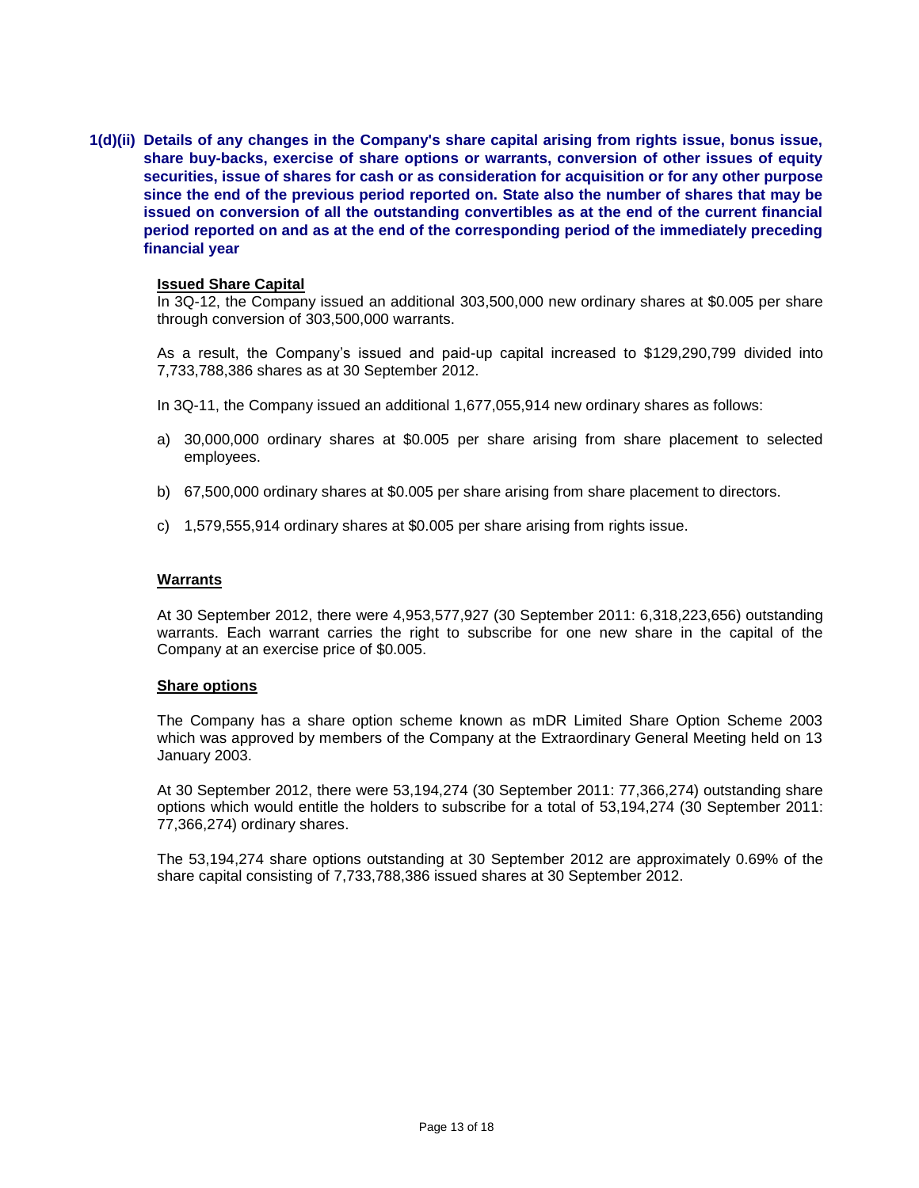**1(d)(ii) Details of any changes in the Company's share capital arising from rights issue, bonus issue, share buy-backs, exercise of share options or warrants, conversion of other issues of equity securities, issue of shares for cash or as consideration for acquisition or for any other purpose since the end of the previous period reported on. State also the number of shares that may be issued on conversion of all the outstanding convertibles as at the end of the current financial period reported on and as at the end of the corresponding period of the immediately preceding financial year**

**Issued Share Capital**

In 3Q-12, the Company issued an additional 303,500,000 new ordinary shares at $0.005 per share through conversion of 303,500,000 warrants.

As a result, the Company's issued and paid-up capital increased to $129,290,799 divided into 7,733,788,386 shares as at 30 September 2012.

In 3Q-11, the Company issued an additional 1,677,055,914 new ordinary shares as follows:

a) 30,000,000 ordinary shares at $0.005 per share arising from share placement to selected employees.

b) 67,500,000 ordinary shares at $0.005 per share arising from share placement to directors.

c) 1,579,555,914 ordinary shares at $0.005 per share arising from rights issue.

**Warrants**

At 30 September 2012, there were 4,953,577,927 (30 September 2011: 6,318,223,656) outstanding warrants. Each warrant carries the right to subscribe for one new share in the capital of the Company at an exercise price of $0.005.

**Share options**

The Company has a share option scheme known as mDR Limited Share Option Scheme 2003 which was approved by members of the Company at the Extraordinary General Meeting held on 13 January 2003.

At 30 September 2012, there were 53,194,274 (30 September 2011: 77,366,274) outstanding share options which would entitle the holders to subscribe for a total of 53,194,274 (30 September 2011: 77,366,274) ordinary shares.

The 53,194,274 share options outstanding at 30 September 2012 are approximately 0.69% of the share capital consisting of 7,733,788,386 issued shares at 30 September 2012.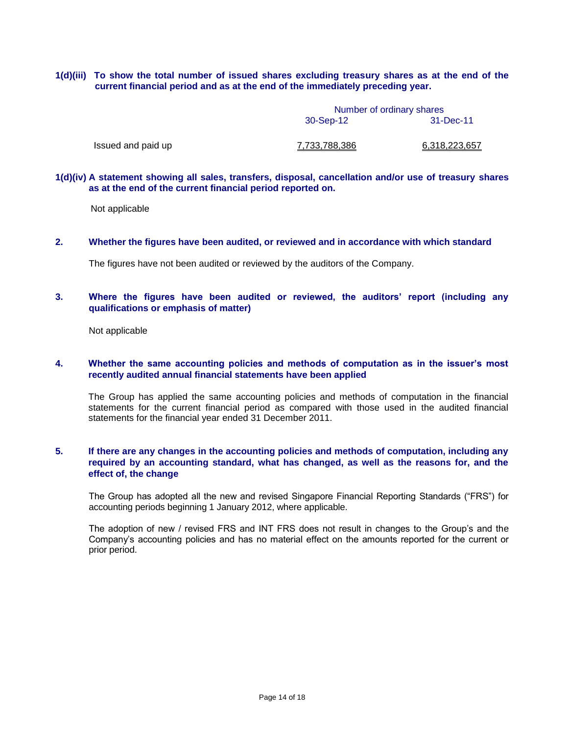**1(d)(iii) To show the total number of issued shares excluding treasury shares as at the end of the current financial period and as at the end of the immediately preceding year.**

| | Number of ordinary shares | |
|---|---|---|
| | 30-Sep-12 | 31-Dec-11 |
| Issued and paid up | 7,733,788,386 | 6,318,223,657 |

**1(d)(iv) A statement showing all sales, transfers, disposal, cancellation and/or use of treasury shares as at the end of the current financial period reported on.**

Not applicable

**2. Whether the figures have been audited, or reviewed and in accordance with which standard**

The figures have not been audited or reviewed by the auditors of the Company.

**3. Where the figures have been audited or reviewed, the auditors' report (including any qualifications or emphasis of matter)**

Not applicable

**4. Whether the same accounting policies and methods of computation as in the issuer's most recently audited annual financial statements have been applied**

The Group has applied the same accounting policies and methods of computation in the financial statements for the current financial period as compared with those used in the audited financial statements for the financial year ended 31 December 2011.

**5. If there are any changes in the accounting policies and methods of computation, including any required by an accounting standard, what has changed, as well as the reasons for, and the effect of, the change**

The Group has adopted all the new and revised Singapore Financial Reporting Standards ("FRS") for accounting periods beginning 1 January 2012, where applicable.

The adoption of new / revised FRS and INT FRS does not result in changes to the Group's and the Company's accounting policies and has no material effect on the amounts reported for the current or prior period.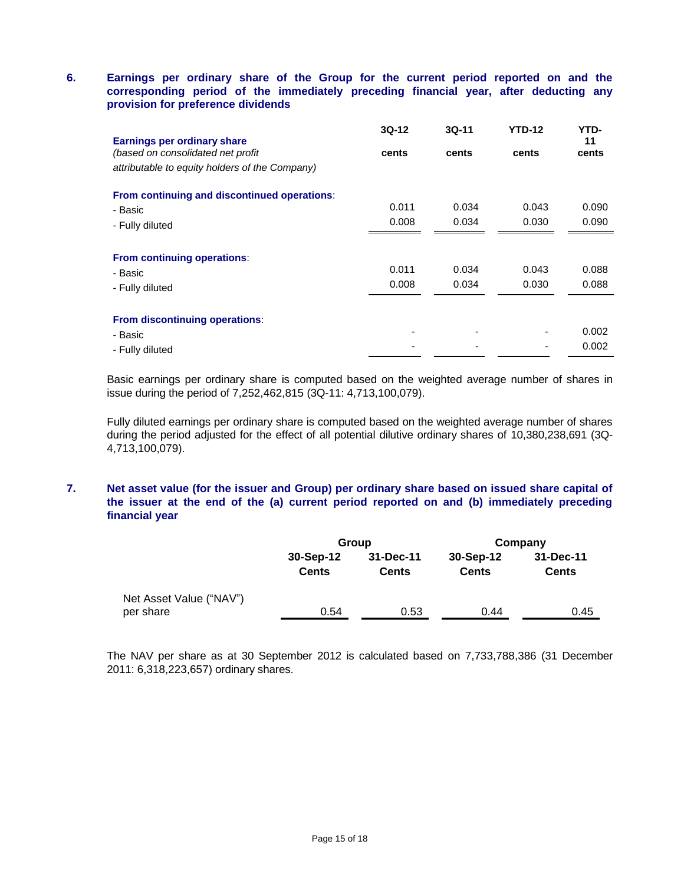## 6. Earnings per ordinary share of the Group for the current period reported on and the corresponding period of the immediately preceding financial year, after deducting any provision for preference dividends

| **Earnings per ordinary share** *(based on consolidated net profit attributable to equity holders of the Company)* | **3Q-12** **cents** | **3Q-11** **cents** | **YTD-12** **cents** | **YTD-11** **cents** |
|---|---|---|---|---|
| **From continuing and discontinued operations**: | | | | |
| - Basic | 0.011 | 0.034 | 0.043 | 0.090 |
| - Fully diluted | 0.008 | 0.034 | 0.030 | 0.090 |
| **From continuing operations**: | | | | |
| - Basic | 0.011 | 0.034 | 0.043 | 0.088 |
| - Fully diluted | 0.008 | 0.034 | 0.030 | 0.088 |
| **From discontinuing operations**: | | | | |
| - Basic | - | - | - | 0.002 |
| - Fully diluted | - | - | - | 0.002 |

Basic earnings per ordinary share is computed based on the weighted average number of shares in issue during the period of 7,252,462,815 (3Q-11: 4,713,100,079).

Fully diluted earnings per ordinary share is computed based on the weighted average number of shares during the period adjusted for the effect of all potential dilutive ordinary shares of 10,380,238,691 (3Q-4,713,100,079).

## 7. Net asset value (for the issuer and Group) per ordinary share based on issued share capital of the issuer at the end of the (a) current period reported on and (b) immediately preceding financial year

| | **Group** | | **Company** | |
|---|---|---|---|---|
| | **30-Sep-12** **Cents** | **31-Dec-11** **Cents** | **30-Sep-12** **Cents** | **31-Dec-11** **Cents** |
| Net Asset Value ("NAV") per share | 0.54 | 0.53 | 0.44 | 0.45 |

The NAV per share as at 30 September 2012 is calculated based on 7,733,788,386 (31 December 2011: 6,318,223,657) ordinary shares.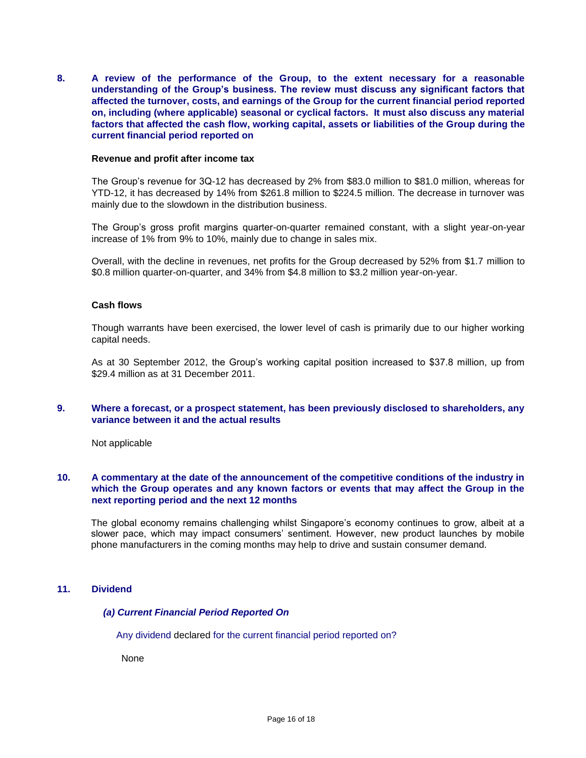**8. A review of the performance of the Group, to the extent necessary for a reasonable understanding of the Group's business. The review must discuss any significant factors that affected the turnover, costs, and earnings of the Group for the current financial period reported on, including (where applicable) seasonal or cyclical factors. It must also discuss any material factors that affected the cash flow, working capital, assets or liabilities of the Group during the current financial period reported on**

**Revenue and profit after income tax**

The Group's revenue for 3Q-12 has decreased by 2% from $83.0 million to $81.0 million, whereas for YTD-12, it has decreased by 14% from $261.8 million to $224.5 million. The decrease in turnover was mainly due to the slowdown in the distribution business.

The Group's gross profit margins quarter-on-quarter remained constant, with a slight year-on-year increase of 1% from 9% to 10%, mainly due to change in sales mix.

Overall, with the decline in revenues, net profits for the Group decreased by 52% from $1.7 million to $0.8 million quarter-on-quarter, and 34% from $4.8 million to $3.2 million year-on-year.

**Cash flows**

Though warrants have been exercised, the lower level of cash is primarily due to our higher working capital needs.

As at 30 September 2012, the Group's working capital position increased to $37.8 million, up from $29.4 million as at 31 December 2011.

**9. Where a forecast, or a prospect statement, has been previously disclosed to shareholders, any variance between it and the actual results**

Not applicable

**10. A commentary at the date of the announcement of the competitive conditions of the industry in which the Group operates and any known factors or events that may affect the Group in the next reporting period and the next 12 months**

The global economy remains challenging whilst Singapore's economy continues to grow, albeit at a slower pace, which may impact consumers' sentiment. However, new product launches by mobile phone manufacturers in the coming months may help to drive and sustain consumer demand.

**11. Dividend**

***(a) Current Financial Period Reported On***

Any dividend declared for the current financial period reported on?

None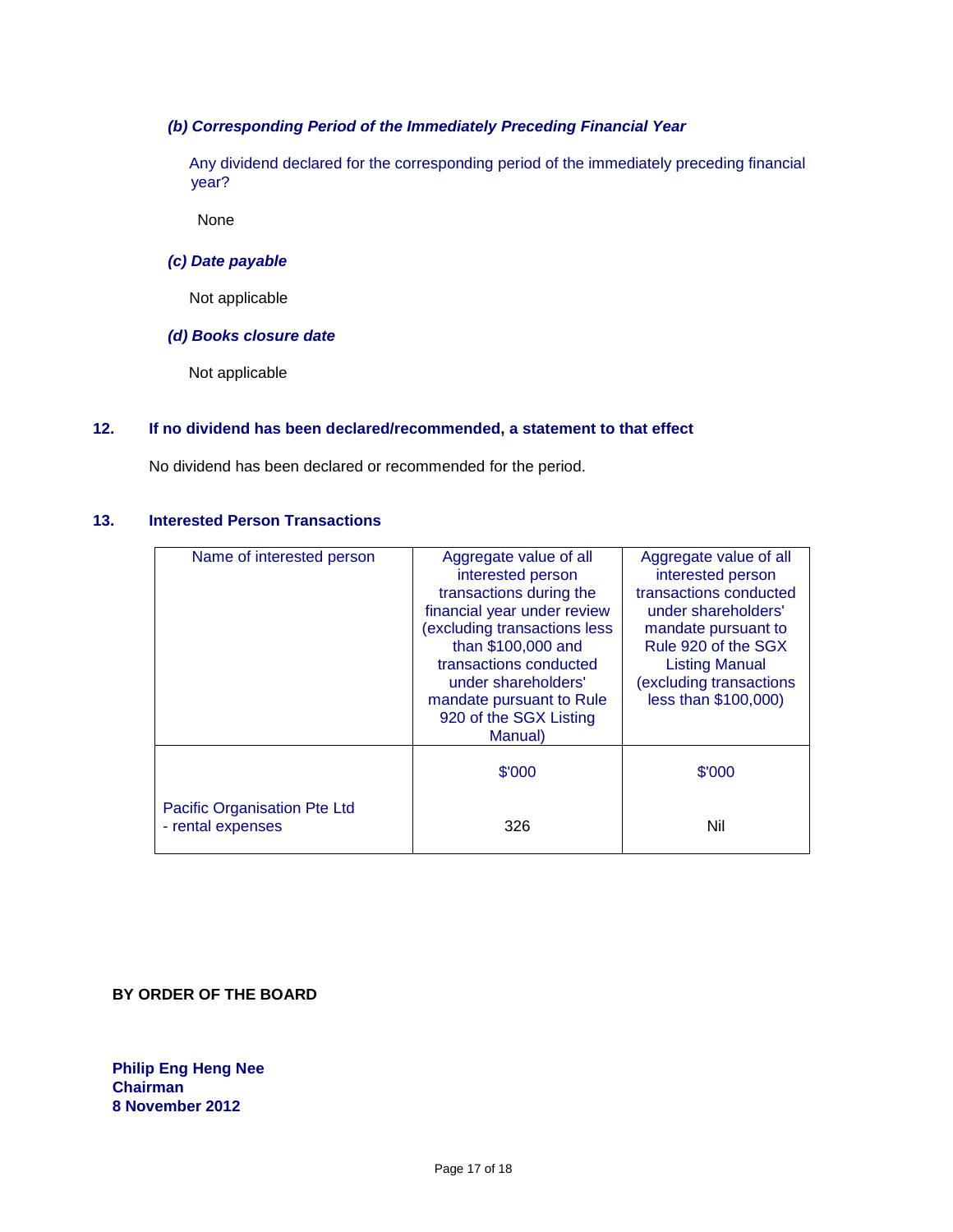*(b) Corresponding Period of the Immediately Preceding Financial Year*

Any dividend declared for the corresponding period of the immediately preceding financial year?

None

*(c) Date payable*

Not applicable

*(d) Books closure date*

Not applicable

**12. If no dividend has been declared/recommended, a statement to that effect**

No dividend has been declared or recommended for the period.

**13. Interested Person Transactions**

| Name of interested person | Aggregate value of all interested person transactions during the financial year under review (excluding transactions less than $100,000 and transactions conducted under shareholders' mandate pursuant to Rule 920 of the SGX Listing Manual) | Aggregate value of all interested person transactions conducted under shareholders' mandate pursuant to Rule 920 of the SGX Listing Manual (excluding transactions less than $100,000) |
|---|---|---|
| | $'000 | $'000 |
| Pacific Organisation Pte Ltd<br>- rental expenses | 326 | Nil |

**BY ORDER OF THE BOARD**

**Philip Eng Heng Nee**
**Chairman**
**8 November 2012**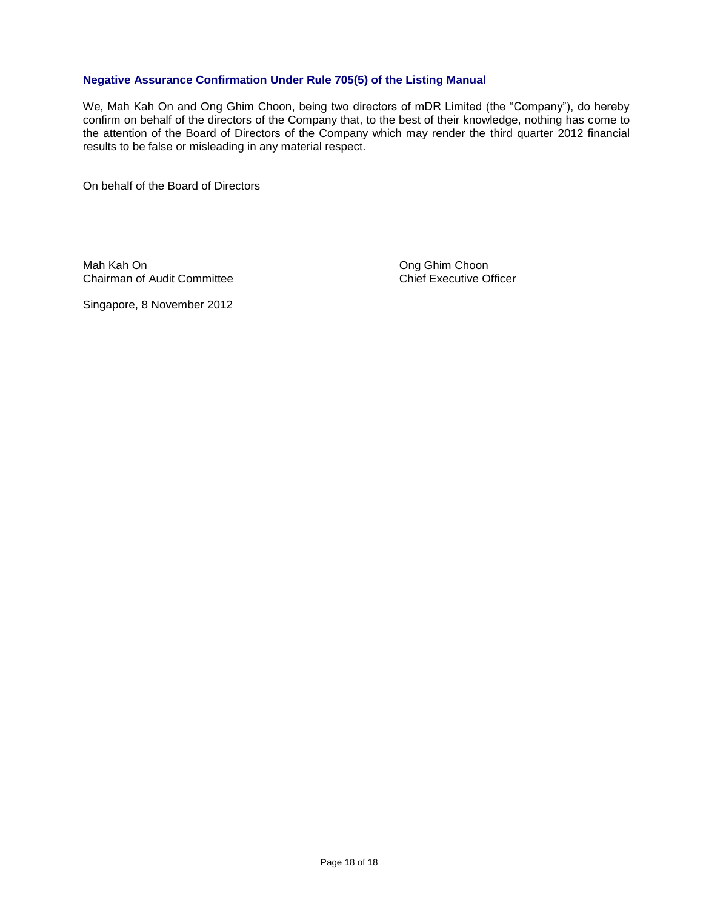### Negative Assurance Confirmation Under Rule 705(5) of the Listing Manual

We, Mah Kah On and Ong Ghim Choon, being two directors of mDR Limited (the "Company"), do hereby confirm on behalf of the directors of the Company that, to the best of their knowledge, nothing has come to the attention of the Board of Directors of the Company which may render the third quarter 2012 financial results to be false or misleading in any material respect.

On behalf of the Board of Directors

Mah Kah On
Chairman of Audit Committee

Ong Ghim Choon
Chief Executive Officer

Singapore, 8 November 2012